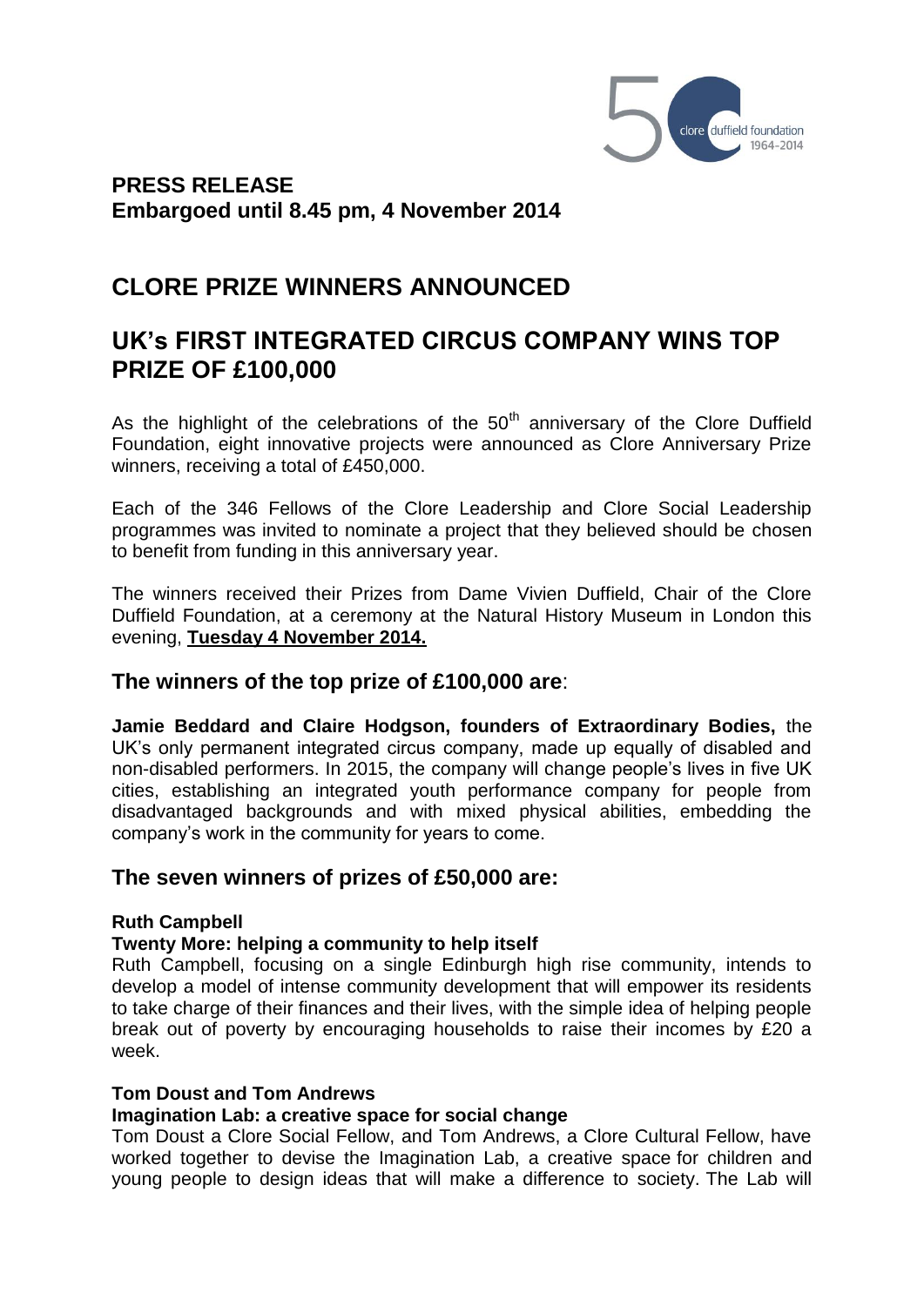**PRESS RELEASE**
**Embargoed until 8.45 pm, 4 November 2014**

# CLORE PRIZE WINNERS ANNOUNCED

# UK's FIRST INTEGRATED CIRCUS COMPANY WINS TOP PRIZE OF £100,000

As the highlight of the celebrations of the 50th anniversary of the Clore Duffield Foundation, eight innovative projects were announced as Clore Anniversary Prize winners, receiving a total of £450,000.

Each of the 346 Fellows of the Clore Leadership and Clore Social Leadership programmes was invited to nominate a project that they believed should be chosen to benefit from funding in this anniversary year.

The winners received their Prizes from Dame Vivien Duffield, Chair of the Clore Duffield Foundation, at a ceremony at the Natural History Museum in London this evening, **Tuesday 4 November 2014.**

## The winners of the top prize of £100,000 are:

**Jamie Beddard and Claire Hodgson, founders of Extraordinary Bodies,** the UK's only permanent integrated circus company, made up equally of disabled and non-disabled performers. In 2015, the company will change people's lives in five UK cities, establishing an integrated youth performance company for people from disadvantaged backgrounds and with mixed physical abilities, embedding the company's work in the community for years to come.

## The seven winners of prizes of £50,000 are:

**Ruth Campbell**
**Twenty More: helping a community to help itself**
Ruth Campbell, focusing on a single Edinburgh high rise community, intends to develop a model of intense community development that will empower its residents to take charge of their finances and their lives, with the simple idea of helping people break out of poverty by encouraging households to raise their incomes by £20 a week.

**Tom Doust and Tom Andrews**
**Imagination Lab: a creative space for social change**
Tom Doust a Clore Social Fellow, and Tom Andrews, a Clore Cultural Fellow, have worked together to devise the Imagination Lab, a creative space for children and young people to design ideas that will make a difference to society. The Lab will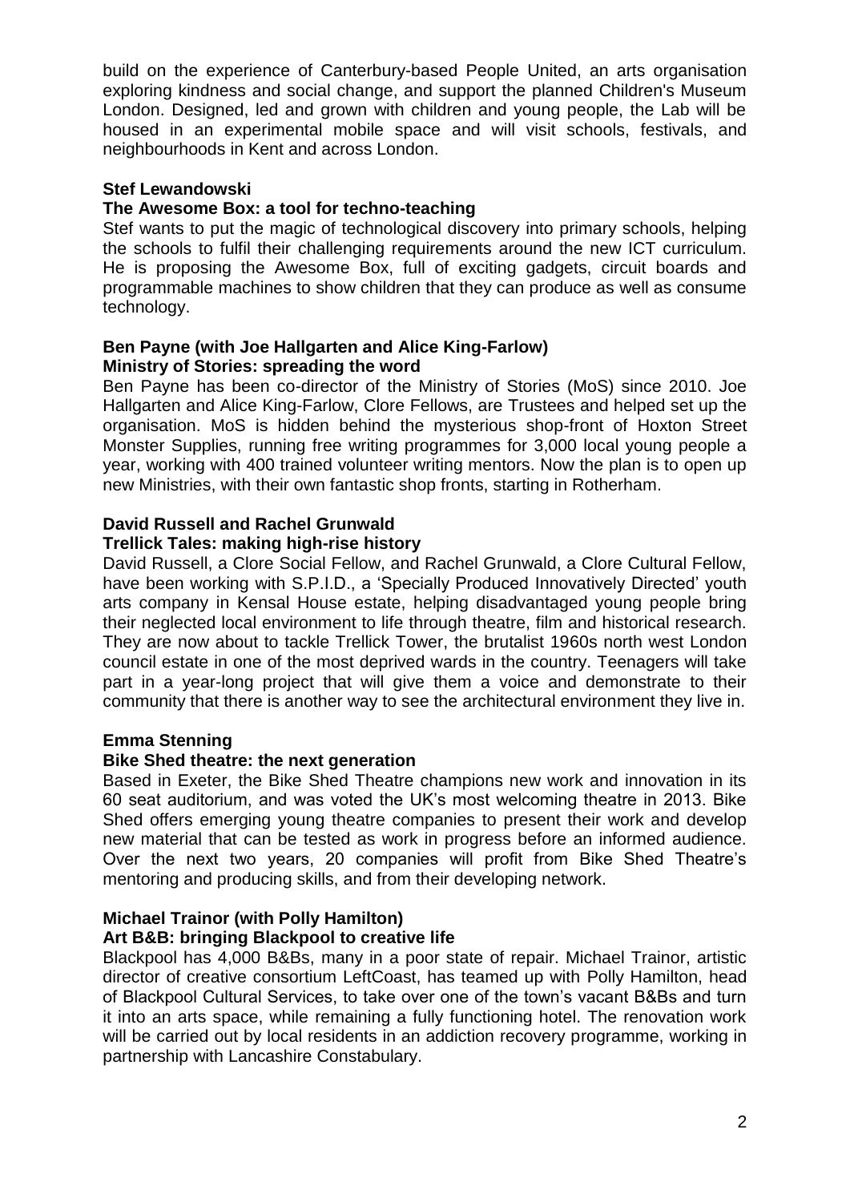build on the experience of Canterbury-based People United, an arts organisation exploring kindness and social change, and support the planned Children's Museum London. Designed, led and grown with children and young people, the Lab will be housed in an experimental mobile space and will visit schools, festivals, and neighbourhoods in Kent and across London.

**Stef Lewandowski**
**The Awesome Box: a tool for techno-teaching**
Stef wants to put the magic of technological discovery into primary schools, helping the schools to fulfil their challenging requirements around the new ICT curriculum. He is proposing the Awesome Box, full of exciting gadgets, circuit boards and programmable machines to show children that they can produce as well as consume technology.

**Ben Payne (with Joe Hallgarten and Alice King-Farlow)**
**Ministry of Stories: spreading the word**
Ben Payne has been co-director of the Ministry of Stories (MoS) since 2010. Joe Hallgarten and Alice King-Farlow, Clore Fellows, are Trustees and helped set up the organisation. MoS is hidden behind the mysterious shop-front of Hoxton Street Monster Supplies, running free writing programmes for 3,000 local young people a year, working with 400 trained volunteer writing mentors. Now the plan is to open up new Ministries, with their own fantastic shop fronts, starting in Rotherham.

**David Russell and Rachel Grunwald**
**Trellick Tales: making high-rise history**
David Russell, a Clore Social Fellow, and Rachel Grunwald, a Clore Cultural Fellow, have been working with S.P.I.D., a 'Specially Produced Innovatively Directed' youth arts company in Kensal House estate, helping disadvantaged young people bring their neglected local environment to life through theatre, film and historical research. They are now about to tackle Trellick Tower, the brutalist 1960s north west London council estate in one of the most deprived wards in the country. Teenagers will take part in a year-long project that will give them a voice and demonstrate to their community that there is another way to see the architectural environment they live in.

**Emma Stenning**
**Bike Shed theatre: the next generation**
Based in Exeter, the Bike Shed Theatre champions new work and innovation in its 60 seat auditorium, and was voted the UK's most welcoming theatre in 2013. Bike Shed offers emerging young theatre companies to present their work and develop new material that can be tested as work in progress before an informed audience. Over the next two years, 20 companies will profit from Bike Shed Theatre's mentoring and producing skills, and from their developing network.

**Michael Trainor (with Polly Hamilton)**
**Art B&B: bringing Blackpool to creative life**
Blackpool has 4,000 B&Bs, many in a poor state of repair. Michael Trainor, artistic director of creative consortium LeftCoast, has teamed up with Polly Hamilton, head of Blackpool Cultural Services, to take over one of the town's vacant B&Bs and turn it into an arts space, while remaining a fully functioning hotel. The renovation work will be carried out by local residents in an addiction recovery programme, working in partnership with Lancashire Constabulary.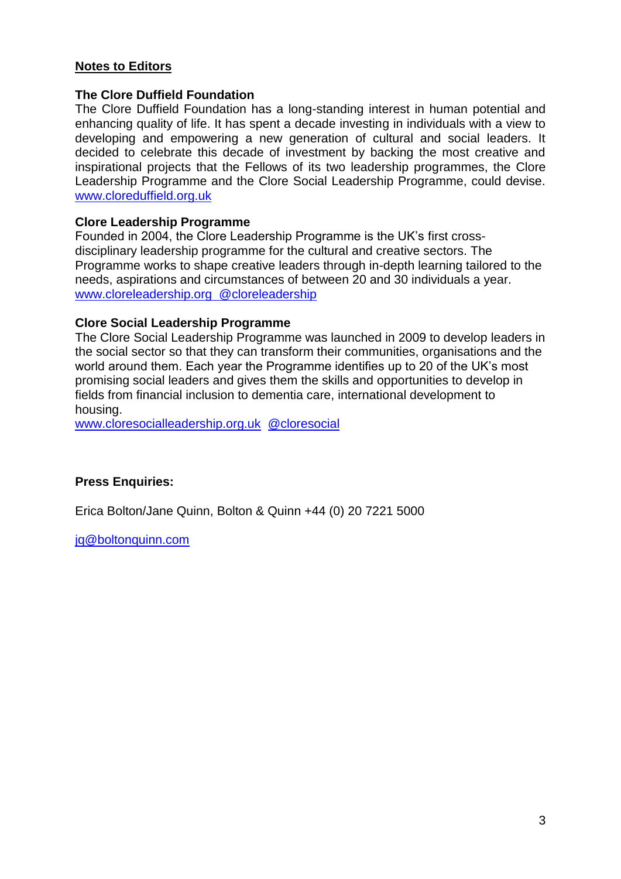**Notes to Editors**

**The Clore Duffield Foundation**

The Clore Duffield Foundation has a long-standing interest in human potential and enhancing quality of life. It has spent a decade investing in individuals with a view to developing and empowering a new generation of cultural and social leaders. It decided to celebrate this decade of investment by backing the most creative and inspirational projects that the Fellows of its two leadership programmes, the Clore Leadership Programme and the Clore Social Leadership Programme, could devise. www.cloreduffield.org.uk

**Clore Leadership Programme**

Founded in 2004, the Clore Leadership Programme is the UK's first cross-disciplinary leadership programme for the cultural and creative sectors. The Programme works to shape creative leaders through in-depth learning tailored to the needs, aspirations and circumstances of between 20 and 30 individuals a year. www.cloreleadership.org @cloreleadership

**Clore Social Leadership Programme**

The Clore Social Leadership Programme was launched in 2009 to develop leaders in the social sector so that they can transform their communities, organisations and the world around them. Each year the Programme identifies up to 20 of the UK's most promising social leaders and gives them the skills and opportunities to develop in fields from financial inclusion to dementia care, international development to housing.

www.cloresocialleadership.org.uk @cloresocial

**Press Enquiries:**

Erica Bolton/Jane Quinn, Bolton & Quinn +44 (0) 20 7221 5000

jq@boltonquinn.com